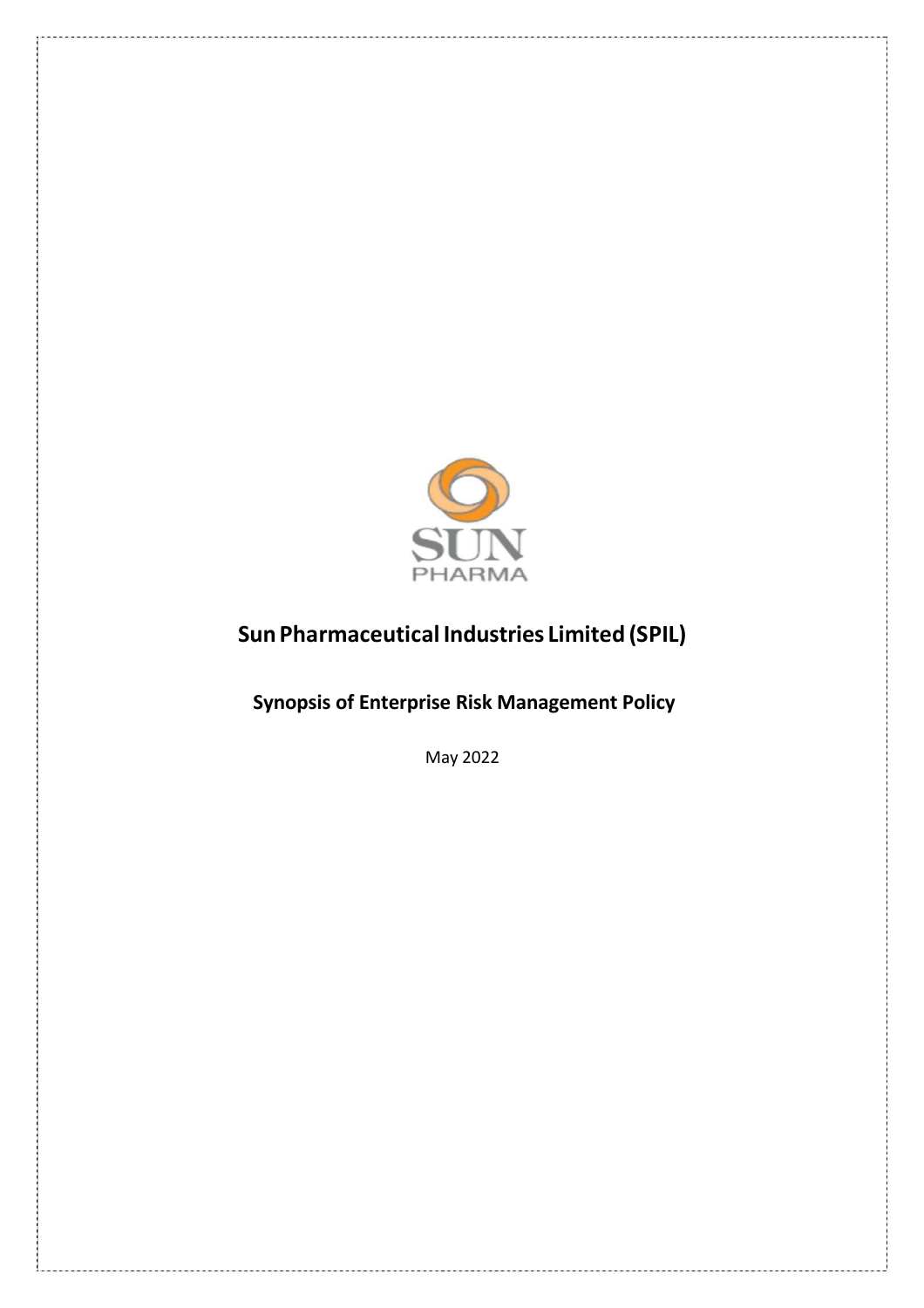# Sun Pharmaceutical Industries Limited (SPIL)

## Synopsis of Enterprise Risk Management Policy

May 2022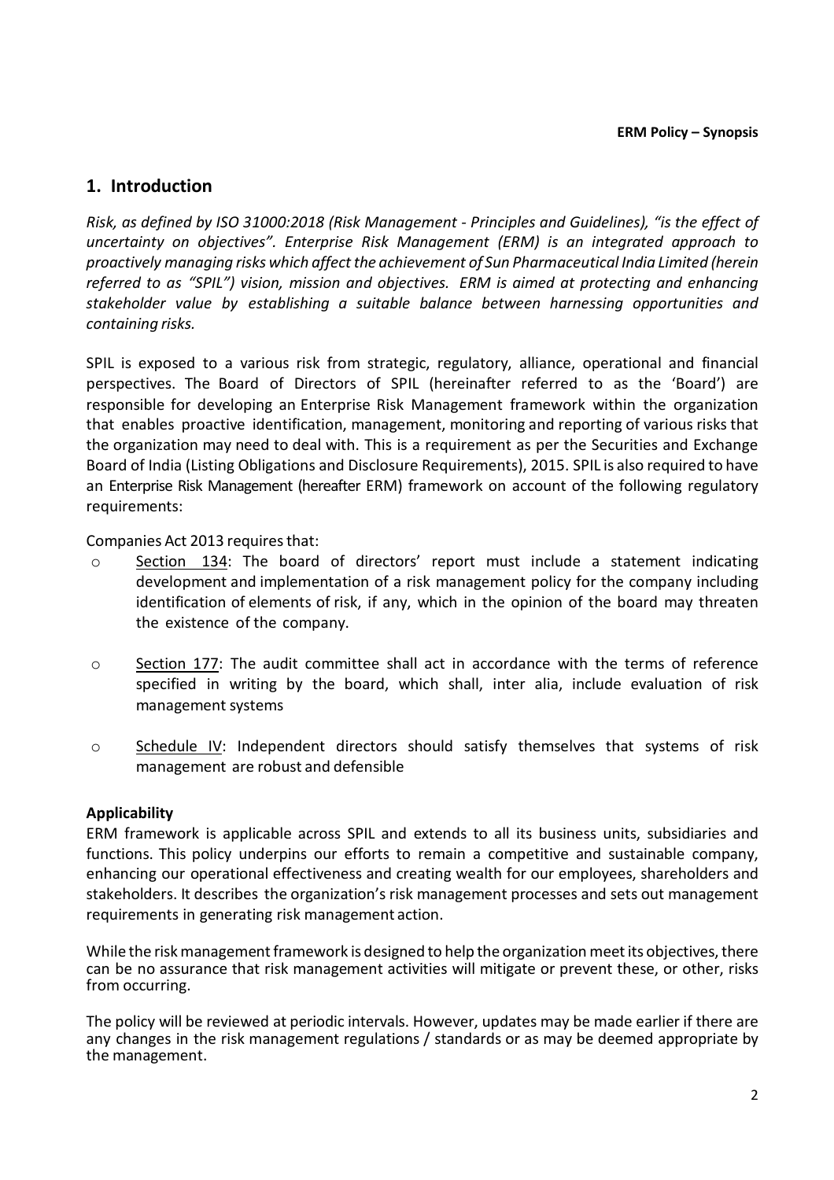## 1. Introduction

*Risk, as defined by ISO 31000:2018 (Risk Management - Principles and Guidelines), "is the effect of uncertainty on objectives". Enterprise Risk Management (ERM) is an integrated approach to proactively managing risks which affect the achievement of Sun Pharmaceutical India Limited (herein referred to as "SPIL") vision, mission and objectives. ERM is aimed at protecting and enhancing stakeholder value by establishing a suitable balance between harnessing opportunities and containing risks.*

SPIL is exposed to a various risk from strategic, regulatory, alliance, operational and financial perspectives. The Board of Directors of SPIL (hereinafter referred to as the 'Board') are responsible for developing an Enterprise Risk Management framework within the organization that enables proactive identification, management, monitoring and reporting of various risks that the organization may need to deal with. This is a requirement as per the Securities and Exchange Board of India (Listing Obligations and Disclosure Requirements), 2015. SPIL is also required to have an Enterprise Risk Management (hereafter ERM) framework on account of the following regulatory requirements:

Companies Act 2013 requires that:

- Section 134: The board of directors' report must include a statement indicating development and implementation of a risk management policy for the company including identification of elements of risk, if any, which in the opinion of the board may threaten the existence of the company.
- Section 177: The audit committee shall act in accordance with the terms of reference specified in writing by the board, which shall, inter alia, include evaluation of risk management systems
- Schedule IV: Independent directors should satisfy themselves that systems of risk management are robust and defensible

**Applicability**

ERM framework is applicable across SPIL and extends to all its business units, subsidiaries and functions. This policy underpins our efforts to remain a competitive and sustainable company, enhancing our operational effectiveness and creating wealth for our employees, shareholders and stakeholders. It describes the organization's risk management processes and sets out management requirements in generating risk management action.

While the risk management framework is designed to help the organization meet its objectives, there can be no assurance that risk management activities will mitigate or prevent these, or other, risks from occurring.

The policy will be reviewed at periodic intervals. However, updates may be made earlier if there are any changes in the risk management regulations / standards or as may be deemed appropriate by the management.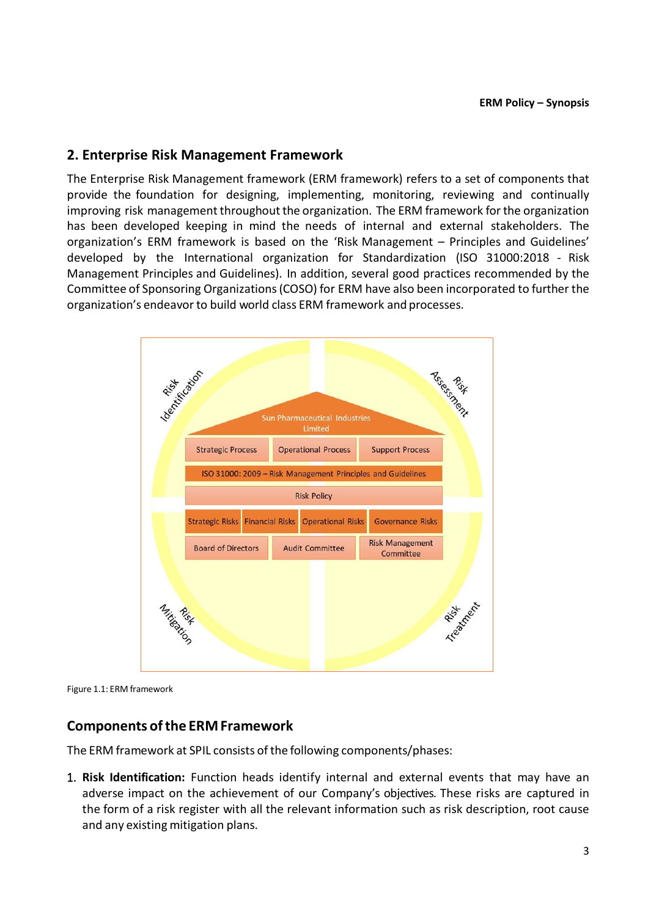## 2. Enterprise Risk Management Framework

The Enterprise Risk Management framework (ERM framework) refers to a set of components that provide the foundation for designing, implementing, monitoring, reviewing and continually improving risk management throughout the organization. The ERM framework for the organization has been developed keeping in mind the needs of internal and external stakeholders. The organization's ERM framework is based on the 'Risk Management – Principles and Guidelines' developed by the International organization for Standardization (ISO 31000:2018 - Risk Management Principles and Guidelines). In addition, several good practices recommended by the Committee of Sponsoring Organizations (COSO) for ERM have also been incorporated to further the organization's endeavor to build world class ERM framework and processes.

Risk Identification

Risk Assessment

Sun Pharmaceutical Industries Limited

| Strategic Process | Operational Process | Support Process |
|---|---|---|

ISO 31000: 2009 – Risk Management Principles and Guidelines

Risk Policy

| Strategic Risks | Financial Risks | Operational Risks | Governance Risks |
|---|---|---|---|

| Board of Directors | Audit Committee | Risk Management Committee |
|---|---|---|

Risk Mitigation

Risk Treatment

Figure 1.1: ERM framework

### Components of the ERM Framework

The ERM framework at SPIL consists of the following components/phases:

1. **Risk Identification:** Function heads identify internal and external events that may have an adverse impact on the achievement of our Company's objectives. These risks are captured in the form of a risk register with all the relevant information such as risk description, root cause and any existing mitigation plans.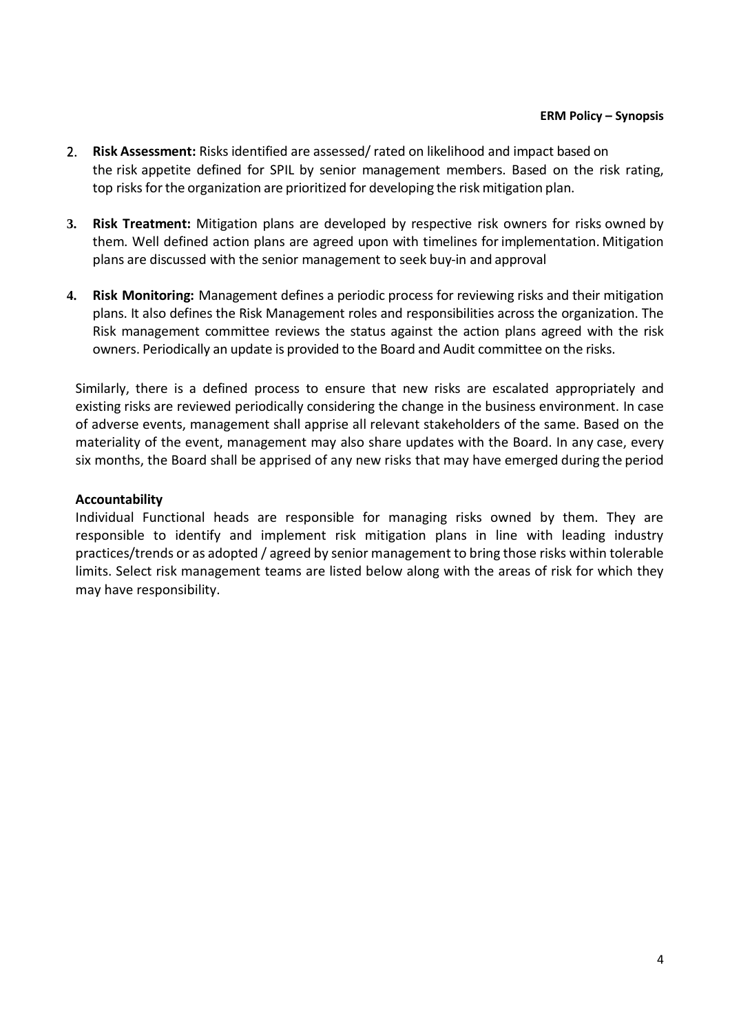2. **Risk Assessment:** Risks identified are assessed/ rated on likelihood and impact based on the risk appetite defined for SPIL by senior management members. Based on the risk rating, top risks for the organization are prioritized for developing the risk mitigation plan.

3. **Risk Treatment:** Mitigation plans are developed by respective risk owners for risks owned by them. Well defined action plans are agreed upon with timelines for implementation. Mitigation plans are discussed with the senior management to seek buy-in and approval

4. **Risk Monitoring:** Management defines a periodic process for reviewing risks and their mitigation plans. It also defines the Risk Management roles and responsibilities across the organization. The Risk management committee reviews the status against the action plans agreed with the risk owners. Periodically an update is provided to the Board and Audit committee on the risks.

Similarly, there is a defined process to ensure that new risks are escalated appropriately and existing risks are reviewed periodically considering the change in the business environment. In case of adverse events, management shall apprise all relevant stakeholders of the same. Based on the materiality of the event, management may also share updates with the Board. In any case, every six months, the Board shall be apprised of any new risks that may have emerged during the period

**Accountability**

Individual Functional heads are responsible for managing risks owned by them. They are responsible to identify and implement risk mitigation plans in line with leading industry practices/trends or as adopted / agreed by senior management to bring those risks within tolerable limits. Select risk management teams are listed below along with the areas of risk for which they may have responsibility.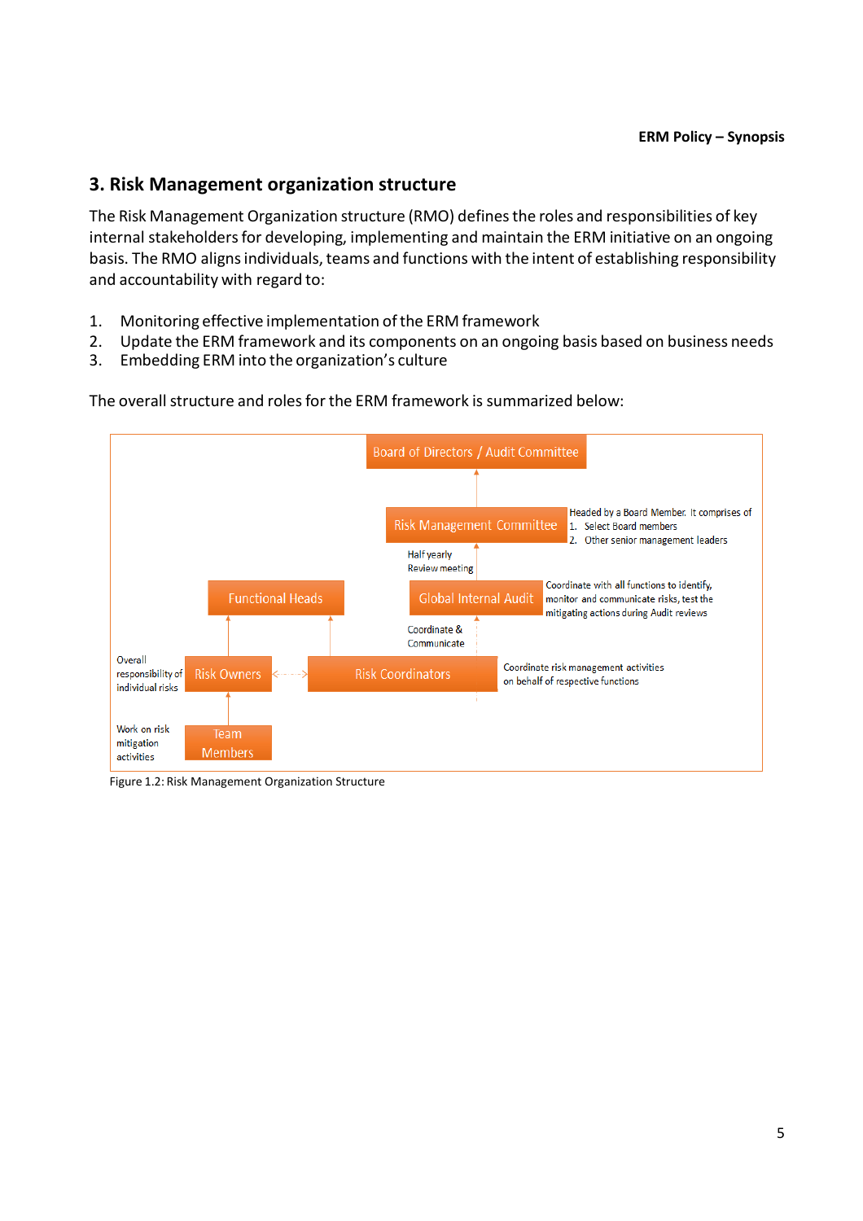## 3. Risk Management organization structure

The Risk Management Organization structure (RMO) defines the roles and responsibilities of key internal stakeholders for developing, implementing and maintain the ERM initiative on an ongoing basis. The RMO aligns individuals, teams and functions with the intent of establishing responsibility and accountability with regard to:

1. Monitoring effective implementation of the ERM framework
2. Update the ERM framework and its components on an ongoing basis based on business needs
3. Embedding ERM into the organization's culture

The overall structure and roles for the ERM framework is summarized below:

Board of Directors / Audit Committee

Risk Management Committee — Headed by a Board Member. It comprises of
1. Select Board members
2. Other senior management leaders

Half yearly Review meeting

Functional Heads

Global Internal Audit — Coordinate with all functions to identify, monitor and communicate risks, test the mitigating actions during Audit reviews

Coordinate & Communicate

Risk Owners — Overall responsibility of individual risks

Risk Coordinators — Coordinate risk management activities on behalf of respective functions

Team Members — Work on risk mitigation activities

Figure 1.2: Risk Management Organization Structure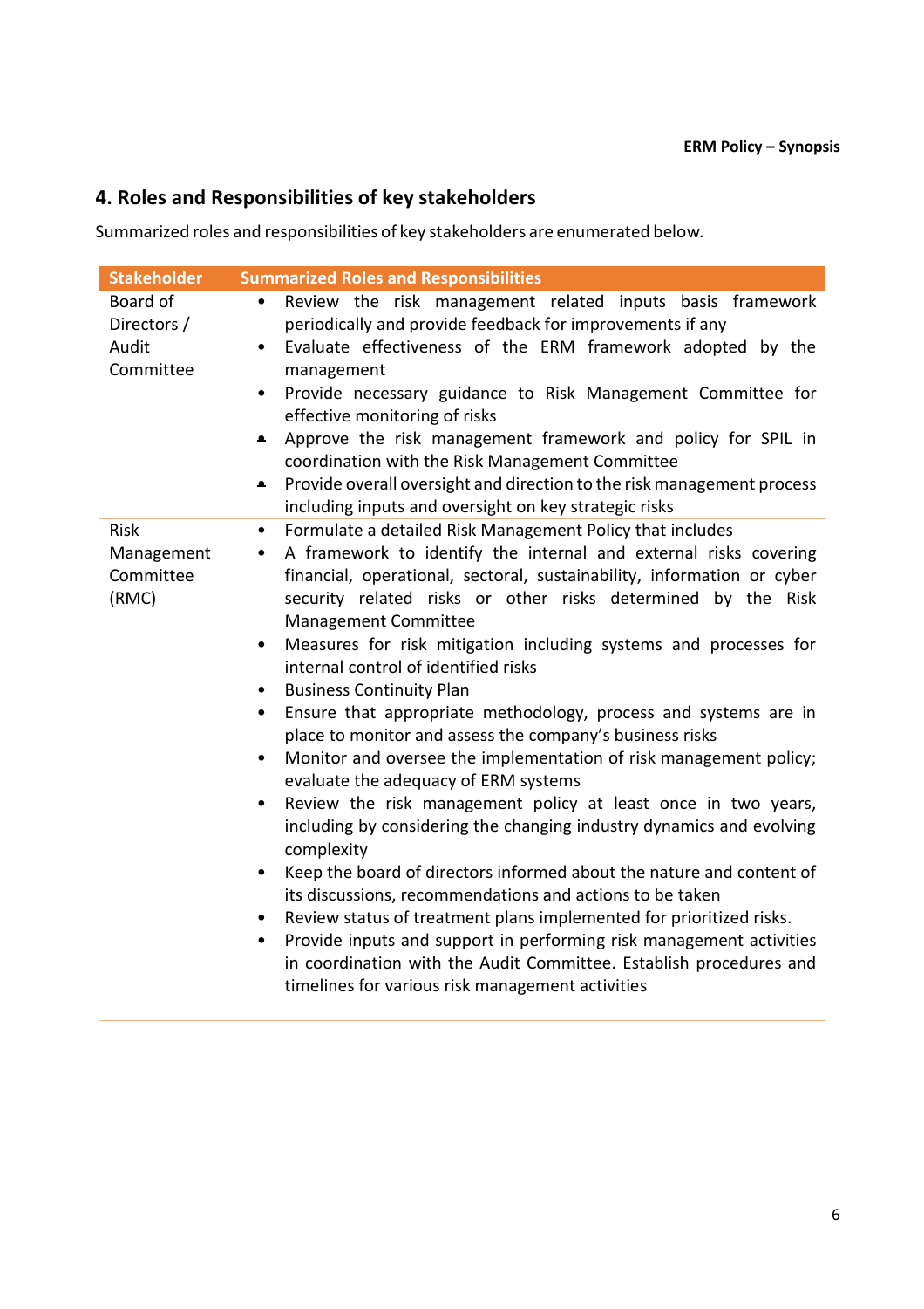## 4. Roles and Responsibilities of key stakeholders

Summarized roles and responsibilities of key stakeholders are enumerated below.

| Stakeholder | Summarized Roles and Responsibilities |
|---|---|
| Board of Directors / Audit Committee | • Review the risk management related inputs basis framework periodically and provide feedback for improvements if any<br>• Evaluate effectiveness of the ERM framework adopted by the management<br>• Provide necessary guidance to Risk Management Committee for effective monitoring of risks<br>• Approve the risk management framework and policy for SPIL in coordination with the Risk Management Committee<br>• Provide overall oversight and direction to the risk management process including inputs and oversight on key strategic risks |
| Risk Management Committee (RMC) | • Formulate a detailed Risk Management Policy that includes<br>• A framework to identify the internal and external risks covering financial, operational, sectoral, sustainability, information or cyber security related risks or other risks determined by the Risk Management Committee<br>• Measures for risk mitigation including systems and processes for internal control of identified risks<br>• Business Continuity Plan<br>• Ensure that appropriate methodology, process and systems are in place to monitor and assess the company's business risks<br>• Monitor and oversee the implementation of risk management policy; evaluate the adequacy of ERM systems<br>• Review the risk management policy at least once in two years, including by considering the changing industry dynamics and evolving complexity<br>• Keep the board of directors informed about the nature and content of its discussions, recommendations and actions to be taken<br>• Review status of treatment plans implemented for prioritized risks.<br>• Provide inputs and support in performing risk management activities in coordination with the Audit Committee. Establish procedures and timelines for various risk management activities |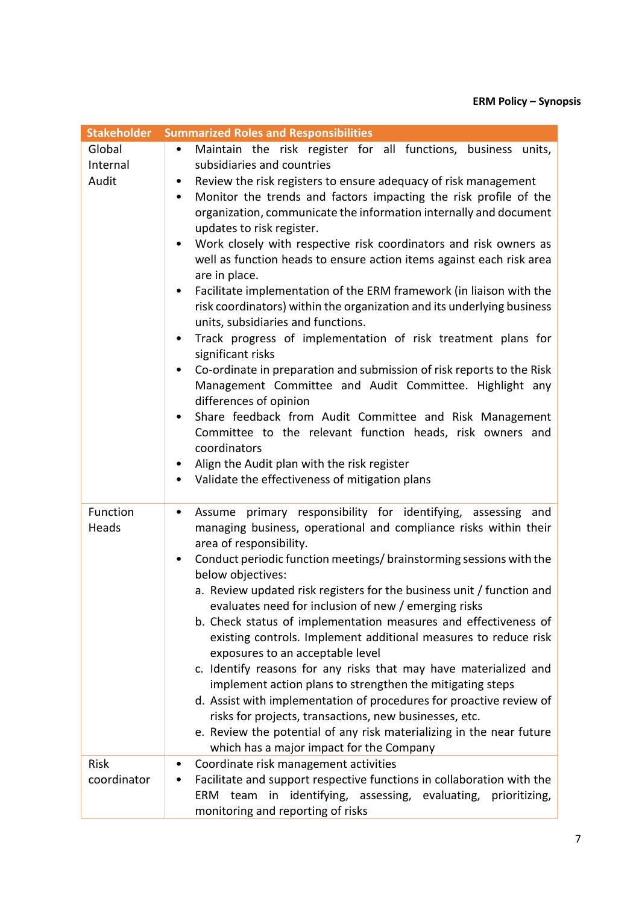| Stakeholder | Summarized Roles and Responsibilities |
|---|---|
| Global Internal Audit | • Maintain the risk register for all functions, business units, subsidiaries and countries<br>• Review the risk registers to ensure adequacy of risk management<br>• Monitor the trends and factors impacting the risk profile of the organization, communicate the information internally and document updates to risk register.<br>• Work closely with respective risk coordinators and risk owners as well as function heads to ensure action items against each risk area are in place.<br>• Facilitate implementation of the ERM framework (in liaison with the risk coordinators) within the organization and its underlying business units, subsidiaries and functions.<br>• Track progress of implementation of risk treatment plans for significant risks<br>• Co-ordinate in preparation and submission of risk reports to the Risk Management Committee and Audit Committee. Highlight any differences of opinion<br>• Share feedback from Audit Committee and Risk Management Committee to the relevant function heads, risk owners and coordinators<br>• Align the Audit plan with the risk register<br>• Validate the effectiveness of mitigation plans |
| Function Heads | • Assume primary responsibility for identifying, assessing and managing business, operational and compliance risks within their area of responsibility.<br>• Conduct periodic function meetings/ brainstorming sessions with the below objectives:<br>a. Review updated risk registers for the business unit / function and evaluates need for inclusion of new / emerging risks<br>b. Check status of implementation measures and effectiveness of existing controls. Implement additional measures to reduce risk exposures to an acceptable level<br>c. Identify reasons for any risks that may have materialized and implement action plans to strengthen the mitigating steps<br>d. Assist with implementation of procedures for proactive review of risks for projects, transactions, new businesses, etc.<br>e. Review the potential of any risk materializing in the near future which has a major impact for the Company |
| Risk coordinator | • Coordinate risk management activities<br>• Facilitate and support respective functions in collaboration with the ERM team in identifying, assessing, evaluating, prioritizing, monitoring and reporting of risks |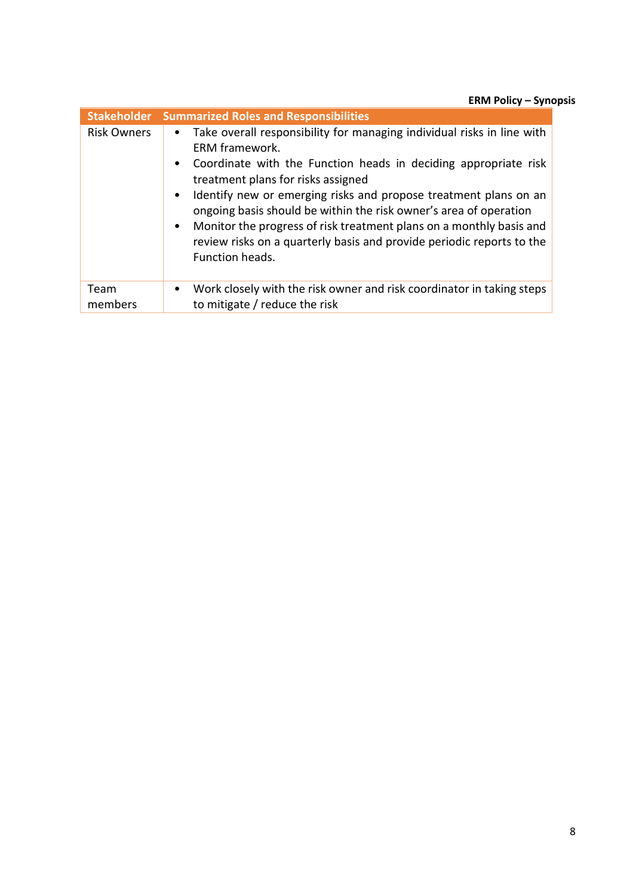| Stakeholder | Summarized Roles and Responsibilities |
| --- | --- |
| Risk Owners | • Take overall responsibility for managing individual risks in line with ERM framework.<br>• Coordinate with the Function heads in deciding appropriate risk treatment plans for risks assigned<br>• Identify new or emerging risks and propose treatment plans on an ongoing basis should be within the risk owner's area of operation<br>• Monitor the progress of risk treatment plans on a monthly basis and review risks on a quarterly basis and provide periodic reports to the Function heads. |
| Team members | • Work closely with the risk owner and risk coordinator in taking steps to mitigate / reduce the risk |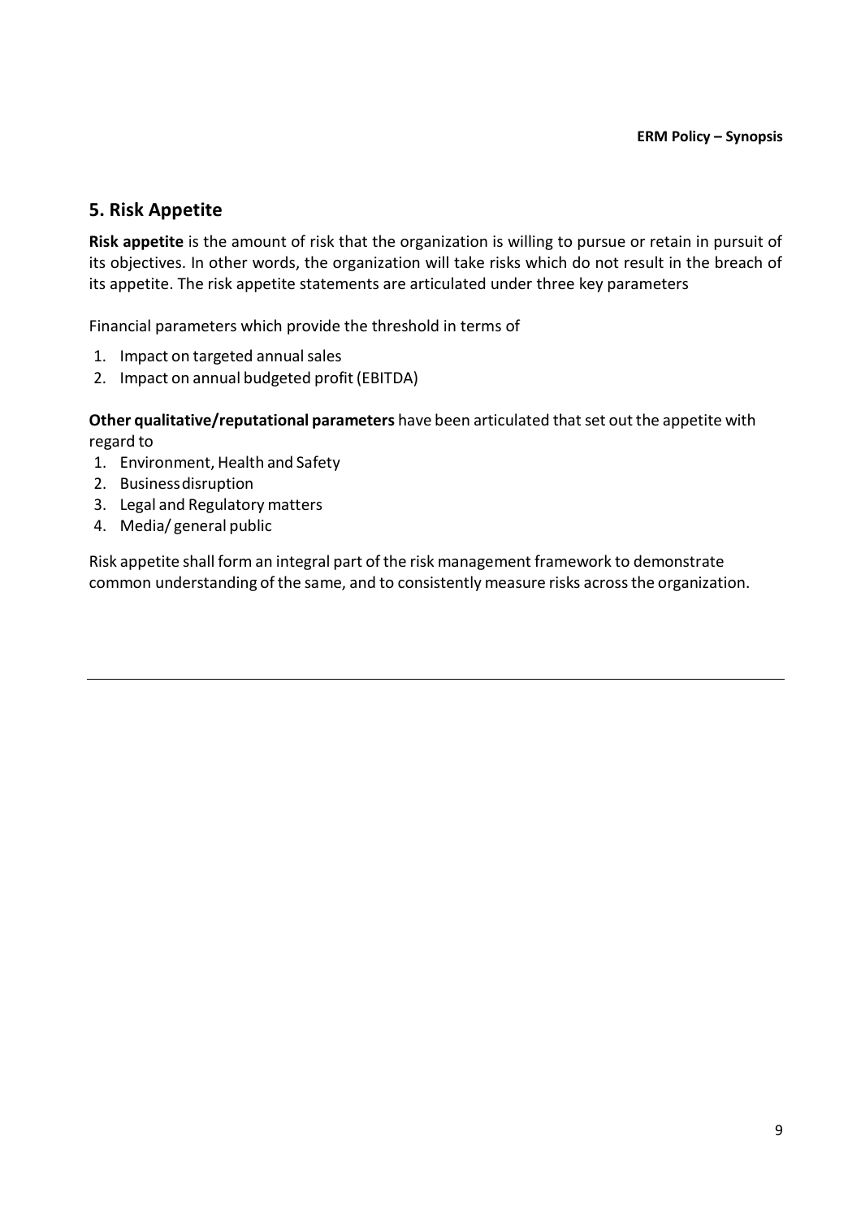## 5. Risk Appetite

**Risk appetite** is the amount of risk that the organization is willing to pursue or retain in pursuit of its objectives. In other words, the organization will take risks which do not result in the breach of its appetite. The risk appetite statements are articulated under three key parameters

Financial parameters which provide the threshold in terms of

1. Impact on targeted annual sales
2. Impact on annual budgeted profit (EBITDA)

**Other qualitative/reputational parameters** have been articulated that set out the appetite with regard to

1. Environment, Health and Safety
2. Business disruption
3. Legal and Regulatory matters
4. Media/ general public

Risk appetite shall form an integral part of the risk management framework to demonstrate common understanding of the same, and to consistently measure risks across the organization.